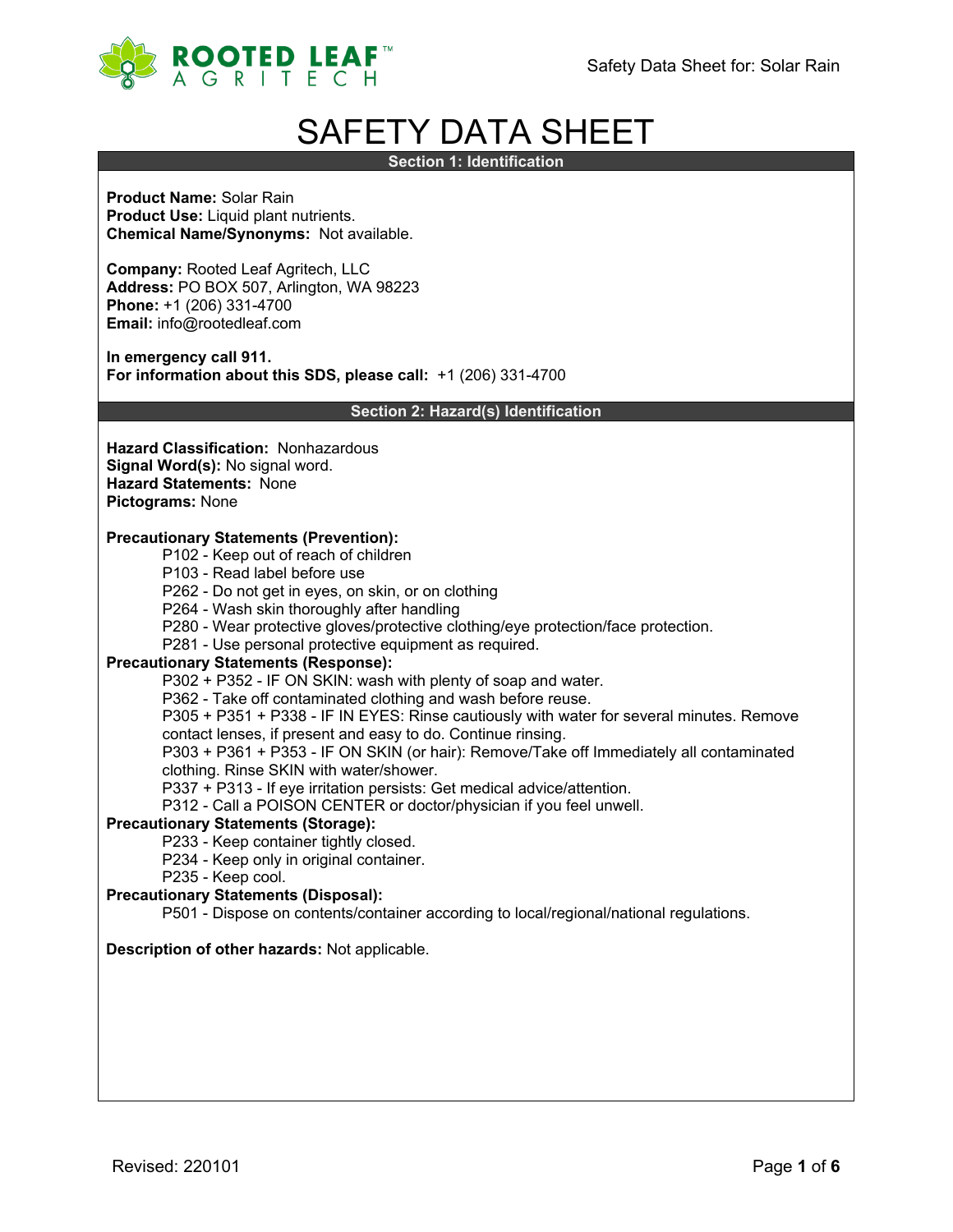# SAFETY DATA SHEET

## Section 1: Identification

**Product Name:** Solar Rain
**Product Use:** Liquid plant nutrients.
**Chemical Name/Synonyms:** Not available.

**Company:** Rooted Leaf Agritech, LLC
**Address:** PO BOX 507, Arlington, WA 98223
**Phone:** +1 (206) 331-4700
**Email:** info@rootedleaf.com

**In emergency call 911.**
**For information about this SDS, please call:** +1 (206) 331-4700

## Section 2: Hazard(s) Identification

**Hazard Classification:** Nonhazardous
**Signal Word(s):** No signal word.
**Hazard Statements:** None
**Pictograms:** None

**Precautionary Statements (Prevention):**

- P102 - Keep out of reach of children
- P103 - Read label before use
- P262 - Do not get in eyes, on skin, or on clothing
- P264 - Wash skin thoroughly after handling
- P280 - Wear protective gloves/protective clothing/eye protection/face protection.
- P281 - Use personal protective equipment as required.

**Precautionary Statements (Response):**

- P302 + P352 - IF ON SKIN: wash with plenty of soap and water.
- P362 - Take off contaminated clothing and wash before reuse.
- P305 + P351 + P338 - IF IN EYES: Rinse cautiously with water for several minutes. Remove contact lenses, if present and easy to do. Continue rinsing.
- P303 + P361 + P353 - IF ON SKIN (or hair): Remove/Take off Immediately all contaminated clothing. Rinse SKIN with water/shower.
- P337 + P313 - If eye irritation persists: Get medical advice/attention.
- P312 - Call a POISON CENTER or doctor/physician if you feel unwell.

**Precautionary Statements (Storage):**

- P233 - Keep container tightly closed.
- P234 - Keep only in original container.
- P235 - Keep cool.

**Precautionary Statements (Disposal):**

- P501 - Dispose on contents/container according to local/regional/national regulations.

**Description of other hazards:** Not applicable.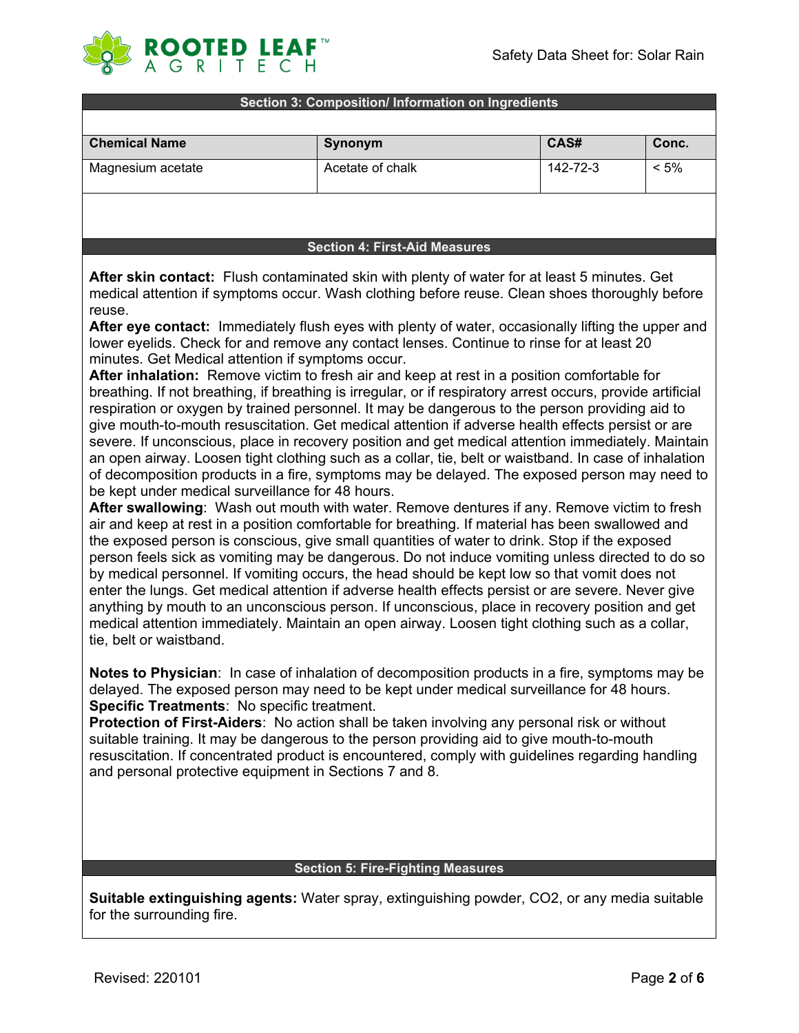## Section 3: Composition/ Information on Ingredients

| Chemical Name | Synonym | CAS# | Conc. |
|---|---|---|---|
| Magnesium acetate | Acetate of chalk | 142-72-3 | < 5% |

## Section 4: First-Aid Measures

**After skin contact:** Flush contaminated skin with plenty of water for at least 5 minutes. Get medical attention if symptoms occur. Wash clothing before reuse. Clean shoes thoroughly before reuse.

**After eye contact:** Immediately flush eyes with plenty of water, occasionally lifting the upper and lower eyelids. Check for and remove any contact lenses. Continue to rinse for at least 20 minutes. Get Medical attention if symptoms occur.

**After inhalation:** Remove victim to fresh air and keep at rest in a position comfortable for breathing. If not breathing, if breathing is irregular, or if respiratory arrest occurs, provide artificial respiration or oxygen by trained personnel. It may be dangerous to the person providing aid to give mouth-to-mouth resuscitation. Get medical attention if adverse health effects persist or are severe. If unconscious, place in recovery position and get medical attention immediately. Maintain an open airway. Loosen tight clothing such as a collar, tie, belt or waistband. In case of inhalation of decomposition products in a fire, symptoms may be delayed. The exposed person may need to be kept under medical surveillance for 48 hours.

**After swallowing**: Wash out mouth with water. Remove dentures if any. Remove victim to fresh air and keep at rest in a position comfortable for breathing. If material has been swallowed and the exposed person is conscious, give small quantities of water to drink. Stop if the exposed person feels sick as vomiting may be dangerous. Do not induce vomiting unless directed to do so by medical personnel. If vomiting occurs, the head should be kept low so that vomit does not enter the lungs. Get medical attention if adverse health effects persist or are severe. Never give anything by mouth to an unconscious person. If unconscious, place in recovery position and get medical attention immediately. Maintain an open airway. Loosen tight clothing such as a collar, tie, belt or waistband.

**Notes to Physician**: In case of inhalation of decomposition products in a fire, symptoms may be delayed. The exposed person may need to be kept under medical surveillance for 48 hours.

**Specific Treatments**: No specific treatment.

**Protection of First-Aiders**: No action shall be taken involving any personal risk or without suitable training. It may be dangerous to the person providing aid to give mouth-to-mouth resuscitation. If concentrated product is encountered, comply with guidelines regarding handling and personal protective equipment in Sections 7 and 8.

## Section 5: Fire-Fighting Measures

**Suitable extinguishing agents:** Water spray, extinguishing powder, $CO_2$, or any media suitable for the surrounding fire.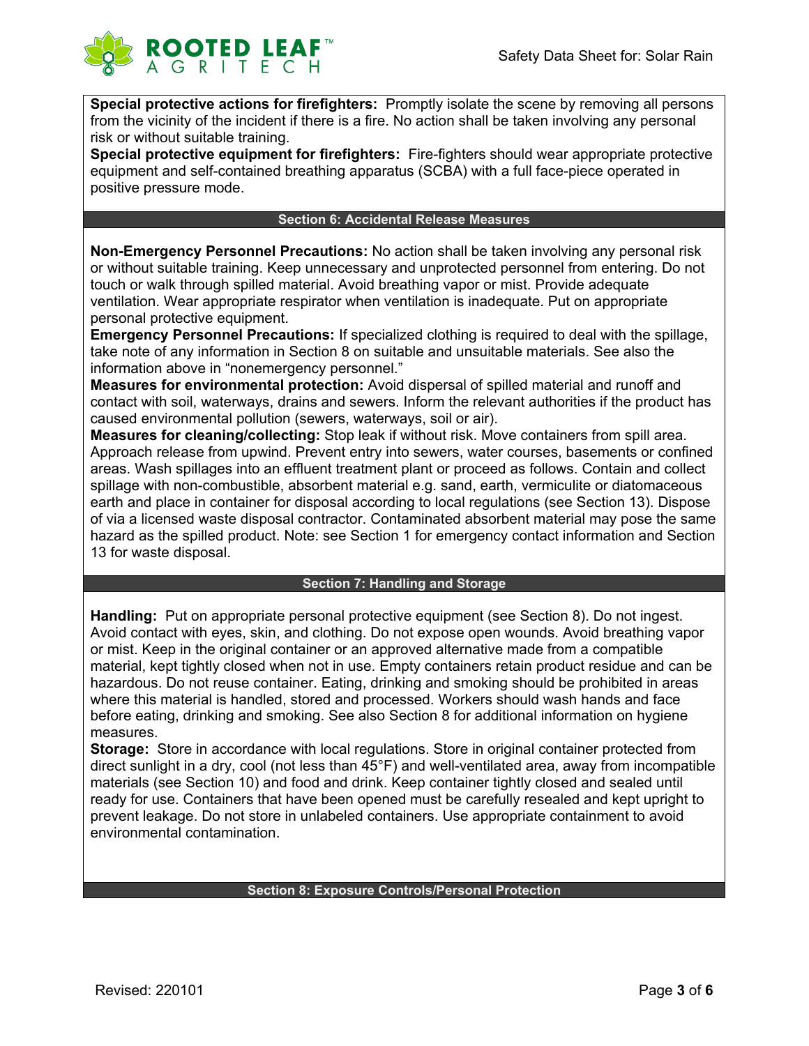**Special protective actions for firefighters:** Promptly isolate the scene by removing all persons from the vicinity of the incident if there is a fire. No action shall be taken involving any personal risk or without suitable training.
**Special protective equipment for firefighters:** Fire-fighters should wear appropriate protective equipment and self-contained breathing apparatus (SCBA) with a full face-piece operated in positive pressure mode.

## Section 6: Accidental Release Measures

**Non-Emergency Personnel Precautions:** No action shall be taken involving any personal risk or without suitable training. Keep unnecessary and unprotected personnel from entering. Do not touch or walk through spilled material. Avoid breathing vapor or mist. Provide adequate ventilation. Wear appropriate respirator when ventilation is inadequate. Put on appropriate personal protective equipment.
**Emergency Personnel Precautions:** If specialized clothing is required to deal with the spillage, take note of any information in Section 8 on suitable and unsuitable materials. See also the information above in "nonemergency personnel."
**Measures for environmental protection:** Avoid dispersal of spilled material and runoff and contact with soil, waterways, drains and sewers. Inform the relevant authorities if the product has caused environmental pollution (sewers, waterways, soil or air).
**Measures for cleaning/collecting:** Stop leak if without risk. Move containers from spill area. Approach release from upwind. Prevent entry into sewers, water courses, basements or confined areas. Wash spillages into an effluent treatment plant or proceed as follows. Contain and collect spillage with non-combustible, absorbent material e.g. sand, earth, vermiculite or diatomaceous earth and place in container for disposal according to local regulations (see Section 13). Dispose of via a licensed waste disposal contractor. Contaminated absorbent material may pose the same hazard as the spilled product. Note: see Section 1 for emergency contact information and Section 13 for waste disposal.

## Section 7: Handling and Storage

**Handling:** Put on appropriate personal protective equipment (see Section 8). Do not ingest. Avoid contact with eyes, skin, and clothing. Do not expose open wounds. Avoid breathing vapor or mist. Keep in the original container or an approved alternative made from a compatible material, kept tightly closed when not in use. Empty containers retain product residue and can be hazardous. Do not reuse container. Eating, drinking and smoking should be prohibited in areas where this material is handled, stored and processed. Workers should wash hands and face before eating, drinking and smoking. See also Section 8 for additional information on hygiene measures.
**Storage:** Store in accordance with local regulations. Store in original container protected from direct sunlight in a dry, cool (not less than 45°F) and well-ventilated area, away from incompatible materials (see Section 10) and food and drink. Keep container tightly closed and sealed until ready for use. Containers that have been opened must be carefully resealed and kept upright to prevent leakage. Do not store in unlabeled containers. Use appropriate containment to avoid environmental contamination.

## Section 8: Exposure Controls/Personal Protection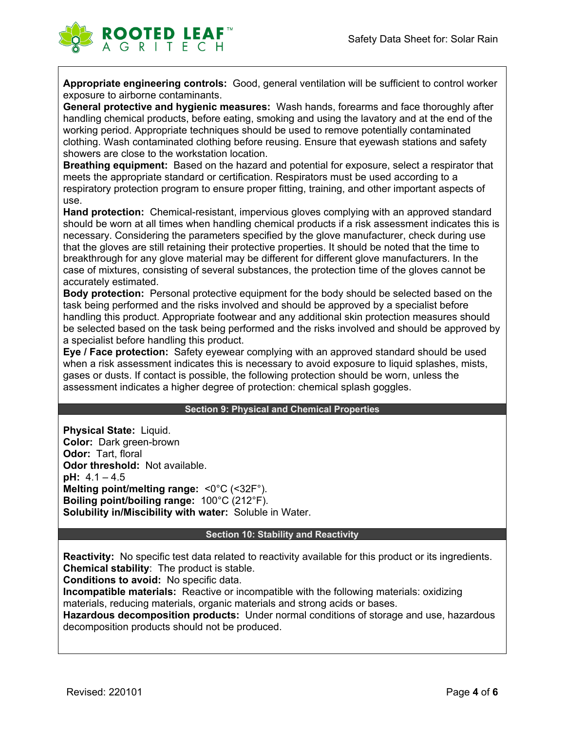**Appropriate engineering controls:** Good, general ventilation will be sufficient to control worker exposure to airborne contaminants.

**General protective and hygienic measures:** Wash hands, forearms and face thoroughly after handling chemical products, before eating, smoking and using the lavatory and at the end of the working period. Appropriate techniques should be used to remove potentially contaminated clothing. Wash contaminated clothing before reusing. Ensure that eyewash stations and safety showers are close to the workstation location.

**Breathing equipment:** Based on the hazard and potential for exposure, select a respirator that meets the appropriate standard or certification. Respirators must be used according to a respiratory protection program to ensure proper fitting, training, and other important aspects of use.

**Hand protection:** Chemical-resistant, impervious gloves complying with an approved standard should be worn at all times when handling chemical products if a risk assessment indicates this is necessary. Considering the parameters specified by the glove manufacturer, check during use that the gloves are still retaining their protective properties. It should be noted that the time to breakthrough for any glove material may be different for different glove manufacturers. In the case of mixtures, consisting of several substances, the protection time of the gloves cannot be accurately estimated.

**Body protection:** Personal protective equipment for the body should be selected based on the task being performed and the risks involved and should be approved by a specialist before handling this product. Appropriate footwear and any additional skin protection measures should be selected based on the task being performed and the risks involved and should be approved by a specialist before handling this product.

**Eye / Face protection:** Safety eyewear complying with an approved standard should be used when a risk assessment indicates this is necessary to avoid exposure to liquid splashes, mists, gases or dusts. If contact is possible, the following protection should be worn, unless the assessment indicates a higher degree of protection: chemical splash goggles.

## Section 9: Physical and Chemical Properties

**Physical State:** Liquid.
**Color:** Dark green-brown
**Odor:** Tart, floral
**Odor threshold:** Not available.
**pH:** 4.1 – 4.5
**Melting point/melting range:** <0°C (<32F°).
**Boiling point/boiling range:** 100°C (212°F).
**Solubility in/Miscibility with water:** Soluble in Water.

## Section 10: Stability and Reactivity

**Reactivity:** No specific test data related to reactivity available for this product or its ingredients.
**Chemical stability**: The product is stable.
**Conditions to avoid:** No specific data.
**Incompatible materials:** Reactive or incompatible with the following materials: oxidizing materials, reducing materials, organic materials and strong acids or bases.
**Hazardous decomposition products:** Under normal conditions of storage and use, hazardous decomposition products should not be produced.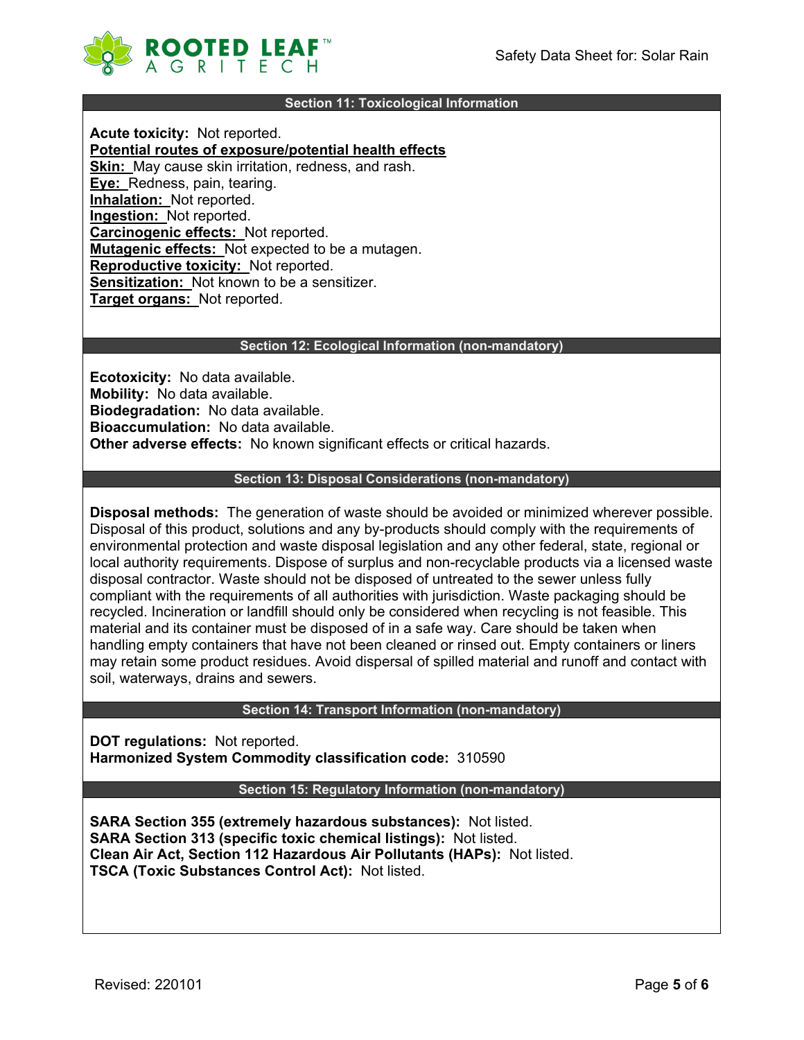## Section 11: Toxicological Information

**Acute toxicity:** Not reported.

**Potential routes of exposure/potential health effects**

**Skin:** May cause skin irritation, redness, and rash.
**Eye:** Redness, pain, tearing.
**Inhalation:** Not reported.
**Ingestion:** Not reported.
**Carcinogenic effects:** Not reported.
**Mutagenic effects:** Not expected to be a mutagen.
**Reproductive toxicity:** Not reported.
**Sensitization:** Not known to be a sensitizer.
**Target organs:** Not reported.

## Section 12: Ecological Information (non-mandatory)

**Ecotoxicity:** No data available.
**Mobility:** No data available.
**Biodegradation:** No data available.
**Bioaccumulation:** No data available.
**Other adverse effects:** No known significant effects or critical hazards.

## Section 13: Disposal Considerations (non-mandatory)

**Disposal methods:** The generation of waste should be avoided or minimized wherever possible. Disposal of this product, solutions and any by-products should comply with the requirements of environmental protection and waste disposal legislation and any other federal, state, regional or local authority requirements. Dispose of surplus and non-recyclable products via a licensed waste disposal contractor. Waste should not be disposed of untreated to the sewer unless fully compliant with the requirements of all authorities with jurisdiction. Waste packaging should be recycled. Incineration or landfill should only be considered when recycling is not feasible. This material and its container must be disposed of in a safe way. Care should be taken when handling empty containers that have not been cleaned or rinsed out. Empty containers or liners may retain some product residues. Avoid dispersal of spilled material and runoff and contact with soil, waterways, drains and sewers.

## Section 14: Transport Information (non-mandatory)

**DOT regulations:** Not reported.
**Harmonized System Commodity classification code:** 310590

## Section 15: Regulatory Information (non-mandatory)

**SARA Section 355 (extremely hazardous substances):** Not listed.
**SARA Section 313 (specific toxic chemical listings):** Not listed.
**Clean Air Act, Section 112 Hazardous Air Pollutants (HAPs):** Not listed.
**TSCA (Toxic Substances Control Act):** Not listed.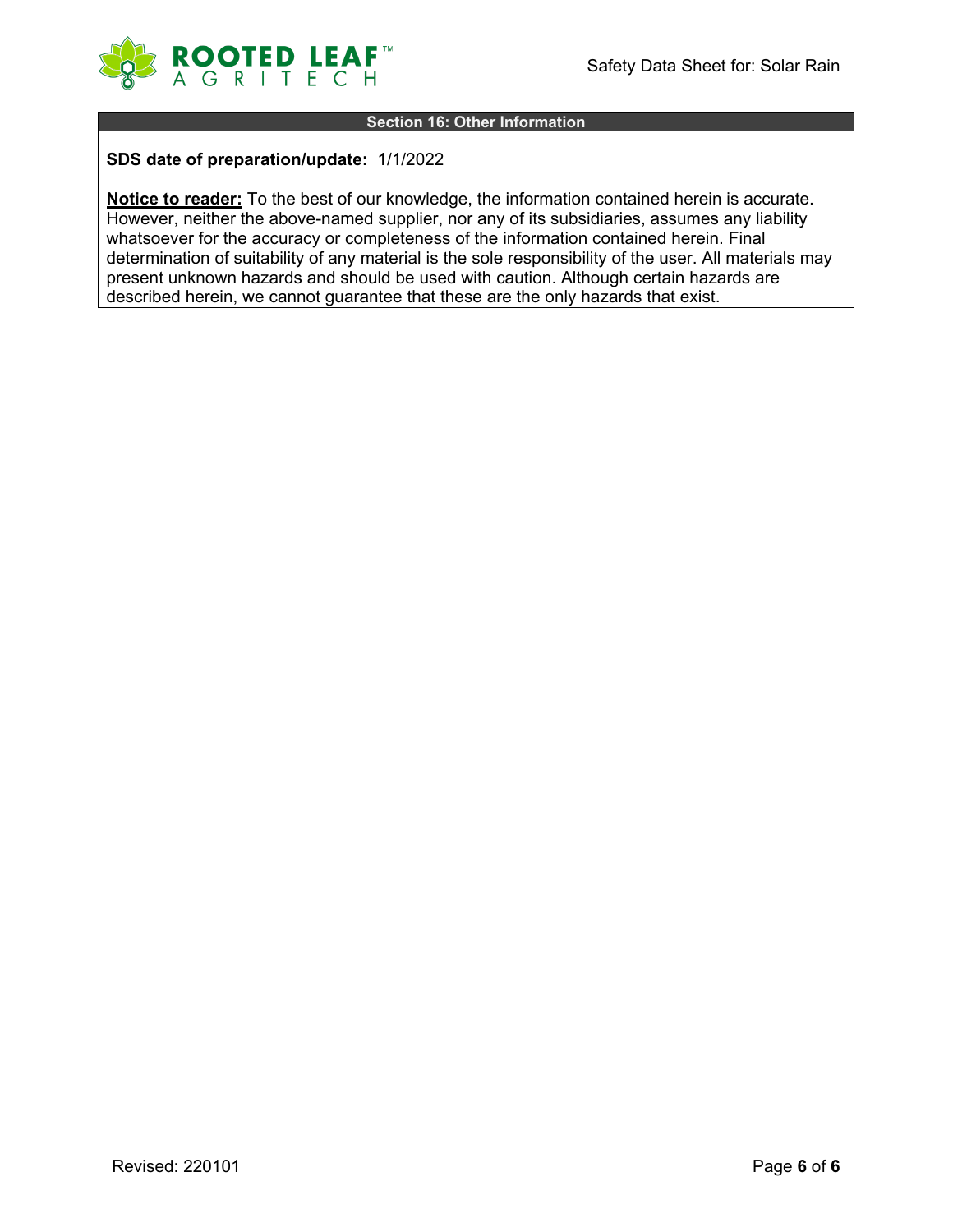## Section 16: Other Information

**SDS date of preparation/update:** 1/1/2022

**Notice to reader:** To the best of our knowledge, the information contained herein is accurate. However, neither the above-named supplier, nor any of its subsidiaries, assumes any liability whatsoever for the accuracy or completeness of the information contained herein. Final determination of suitability of any material is the sole responsibility of the user. All materials may present unknown hazards and should be used with caution. Although certain hazards are described herein, we cannot guarantee that these are the only hazards that exist.